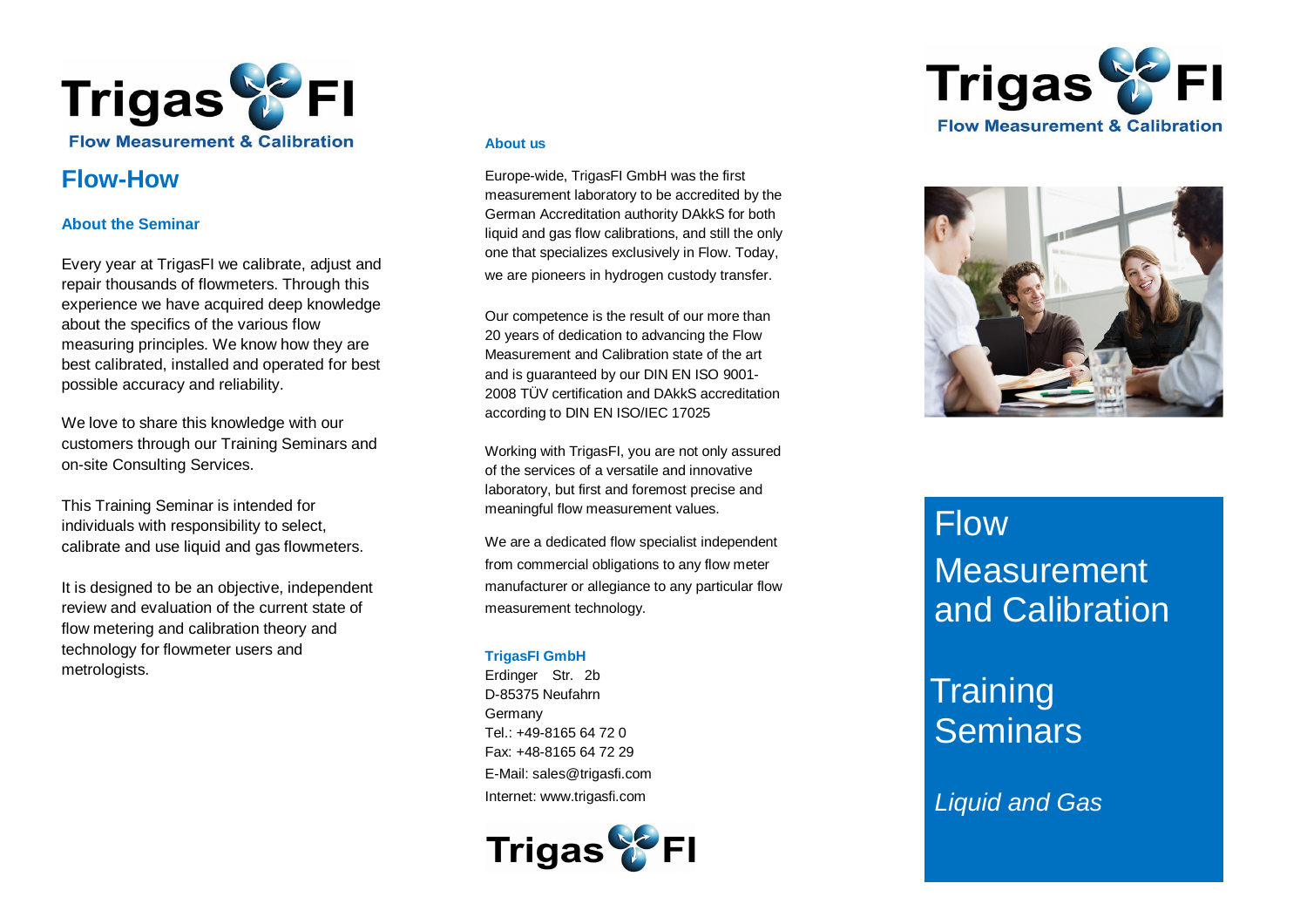**Trigas FI**
**Flow Measurement & Calibration**

## Flow-How

### About the Seminar

Every year at TrigasFI we calibrate, adjust and repair thousands of flowmeters. Through this experience we have acquired deep knowledge about the specifics of the various flow measuring principles. We know how they are best calibrated, installed and operated for best possible accuracy and reliability.

We love to share this knowledge with our customers through our Training Seminars and on-site Consulting Services.

This Training Seminar is intended for individuals with responsibility to select, calibrate and use liquid and gas flowmeters.

It is designed to be an objective, independent review and evaluation of the current state of flow metering and calibration theory and technology for flowmeter users and metrologists.

### About us

Europe-wide, TrigasFI GmbH was the first measurement laboratory to be accredited by the German Accreditation authority DAkkS for both liquid and gas flow calibrations, and still the only one that specializes exclusively in Flow. Today, we are pioneers in hydrogen custody transfer.

Our competence is the result of our more than 20 years of dedication to advancing the Flow Measurement and Calibration state of the art and is guaranteed by our DIN EN ISO 9001-2008 TÜV certification and DAkkS accreditation according to DIN EN ISO/IEC 17025

Working with TrigasFI, you are not only assured of the services of a versatile and innovative laboratory, but first and foremost precise and meaningful flow measurement values.

We are a dedicated flow specialist independent from commercial obligations to any flow meter manufacturer or allegiance to any particular flow measurement technology.

**TrigasFI GmbH**
Erdinger Str. 2b
D-85375 Neufahrn
Germany
Tel.: +49-8165 64 72 0
Fax: +48-8165 64 72 29
E-Mail: sales@trigasfi.com
Internet: www.trigasfi.com

**Trigas FI**

**Trigas FI**
**Flow Measurement & Calibration**

# Flow Measurement and Calibration

# Training Seminars

*Liquid and Gas*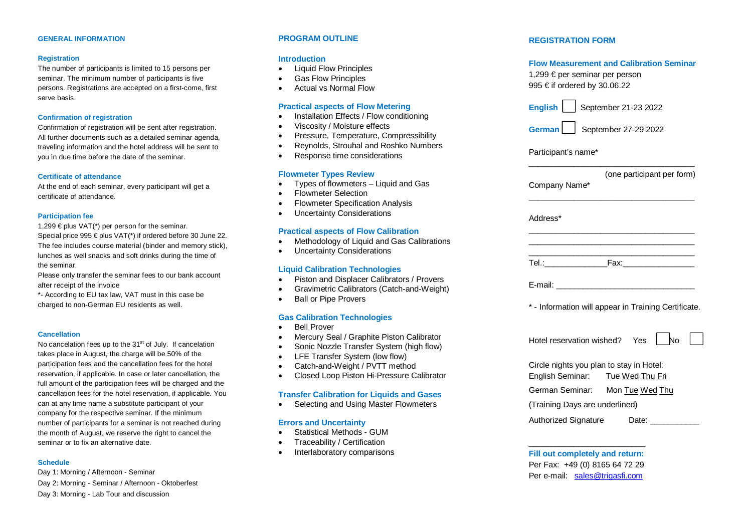## GENERAL INFORMATION

### Registration

The number of participants is limited to 15 persons per seminar. The minimum number of participants is five persons. Registrations are accepted on a first-come, first serve basis.

### Confirmation of registration

Confirmation of registration will be sent after registration. All further documents such as a detailed seminar agenda, traveling information and the hotel address will be sent to you in due time before the date of the seminar.

### Certificate of attendance

At the end of each seminar, every participant will get a certificate of attendance.

### Participation fee

1,299 € plus VAT(*) per person for the seminar.
Special price 995 € plus VAT(*) if ordered before 30 June 22.
The fee includes course material (binder and memory stick), lunches as well snacks and soft drinks during the time of the seminar.
Please only transfer the seminar fees to our bank account after receipt of the invoice
*- According to EU tax law, VAT must in this case be charged to non-German EU residents as well.

### Cancellation

No cancelation fees up to the 31st of July. If cancelation takes place in August, the charge will be 50% of the participation fees and the cancellation fees for the hotel reservation, if applicable. In case or later cancellation, the full amount of the participation fees will be charged and the cancellation fees for the hotel reservation, if applicable. You can at any time name a substitute participant of your company for the respective seminar. If the minimum number of participants for a seminar is not reached during the month of August, we reserve the right to cancel the seminar or to fix an alternative date.

### Schedule

Day 1: Morning / Afternoon - Seminar
Day 2: Morning - Seminar / Afternoon - Oktoberfest
Day 3: Morning - Lab Tour and discussion

## PROGRAM OUTLINE

### Introduction

- Liquid Flow Principles
- Gas Flow Principles
- Actual vs Normal Flow

### Practical aspects of Flow Metering

- Installation Effects / Flow conditioning
- Viscosity / Moisture effects
- Pressure, Temperature, Compressibility
- Reynolds, Strouhal and Roshko Numbers
- Response time considerations

### Flowmeter Types Review

- Types of flowmeters – Liquid and Gas
- Flowmeter Selection
- Flowmeter Specification Analysis
- Uncertainty Considerations

### Practical aspects of Flow Calibration

- Methodology of Liquid and Gas Calibrations
- Uncertainty Considerations

### Liquid Calibration Technologies

- Piston and Displacer Calibrators / Provers
- Gravimetric Calibrators (Catch-and-Weight)
- Ball or Pipe Provers

### Gas Calibration Technologies

- Bell Prover
- Mercury Seal / Graphite Piston Calibrator
- Sonic Nozzle Transfer System (high flow)
- LFE Transfer System (low flow)
- Catch-and-Weight / PVTT method
- Closed Loop Piston Hi-Pressure Calibrator

### Transfer Calibration for Liquids and Gases

- Selecting and Using Master Flowmeters

### Errors and Uncertainty

- Statistical Methods - GUM
- Traceability / Certification
- Interlaboratory comparisons

## REGISTRATION FORM

### Flow Measurement and Calibration Seminar

1,299 € per seminar per person
995 € if ordered by 30.06.22

**English** ☐ September 21-23 2022

**German** ☐ September 27-29 2022

Participant's name*

___________________________________
(one participant per form)

Company Name*

___________________________________

Address*

___________________________________
___________________________________
___________________________________

Tel.:_____________Fax:_______________

E-mail: ____________________________

* - Information will appear in Training Certificate.

Hotel reservation wished? Yes ☐ No ☐

Circle nights you plan to stay in Hotel:
English Seminar: Tue <u>Wed</u> <u>Thu</u> <u>Fri</u>
German Seminar: Mon <u>Tue</u> <u>Wed</u> <u>Thu</u>
(Training Days are underlined)

Authorized Signature Date: ___________

_________________________

**Fill out completely and return:**
Per Fax: +49 (0) 8165 64 72 29
Per e-mail: sales@trigasfi.com